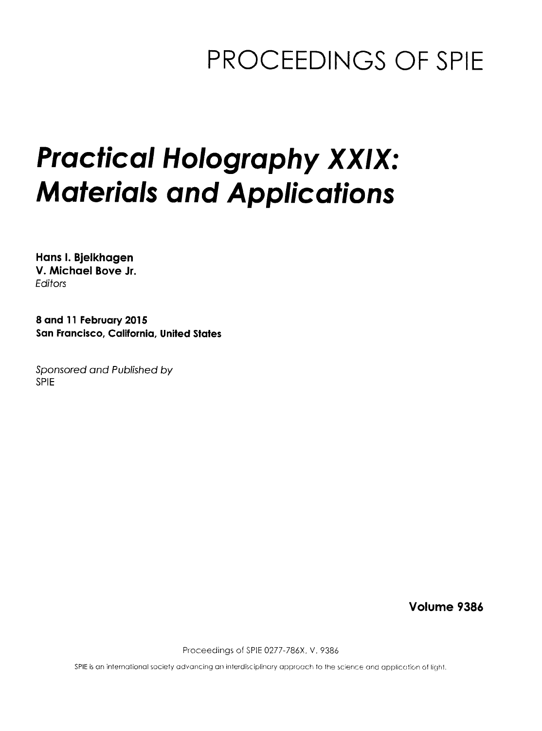# PROCEEDINGS OF SPIE

# *Practical Holography XXIX: Materials and Applications*

**Hans I. Bjelkhagen**
**V. Michael Bove Jr.**
*Editors*

**8 and 11 February 2015**
**San Francisco, California, United States**

*Sponsored and Published by*
SPIE

**Volume 9386**

Proceedings of SPIE 0277-786X, V. 9386

SPIE is an international society advancing an interdisciplinary approach to the science and application of light.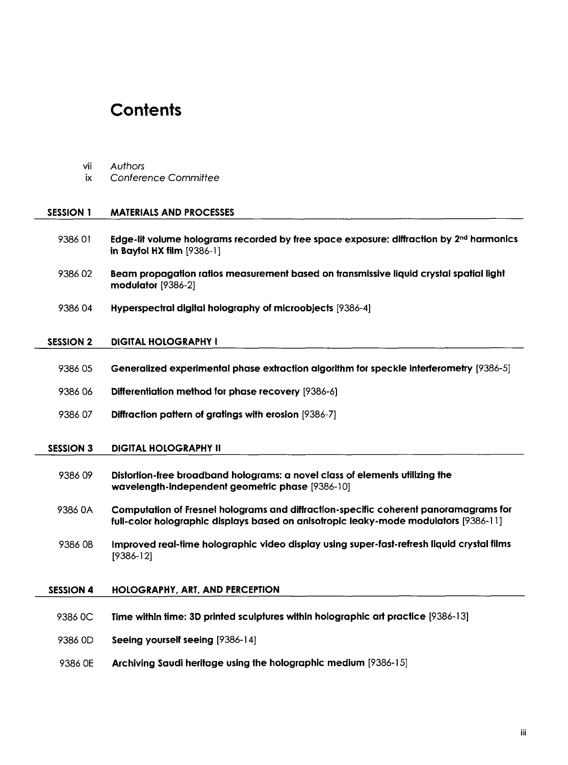# Contents

vii *Authors*

ix *Conference Committee*

## SESSION 1 MATERIALS AND PROCESSES

9386 01 **Edge-lit volume holograms recorded by free space exposure: diffraction by 2nd harmonics in Bayfol HX film** [9386-1]

9386 02 **Beam propagation ratios measurement based on transmissive liquid crystal spatial light modulator** [9386-2]

9386 04 **Hyperspectral digital holography of microobjects** [9386-4]

## SESSION 2 DIGITAL HOLOGRAPHY I

9386 05 **Generalized experimental phase extraction algorithm for speckle interferometry** [9386-5]

9386 06 **Differentiation method for phase recovery** [9386-6]

9386 07 **Diffraction pattern of gratings with erosion** [9386-7]

## SESSION 3 DIGITAL HOLOGRAPHY II

9386 09 **Distortion-free broadband holograms: a novel class of elements utilizing the wavelength-independent geometric phase** [9386-10]

9386 0A **Computation of Fresnel holograms and diffraction-specific coherent panoramagrams for full-color holographic displays based on anisotropic leaky-mode modulators** [9386-11]

9386 0B **Improved real-time holographic video display using super-fast-refresh liquid crystal films** [9386-12]

## SESSION 4 HOLOGRAPHY, ART, AND PERCEPTION

9386 0C **Time within time: 3D printed sculptures within holographic art practice** [9386-13]

9386 0D **Seeing yourself seeing** [9386-14]

9386 0E **Archiving Saudi heritage using the holographic medium** [9386-15]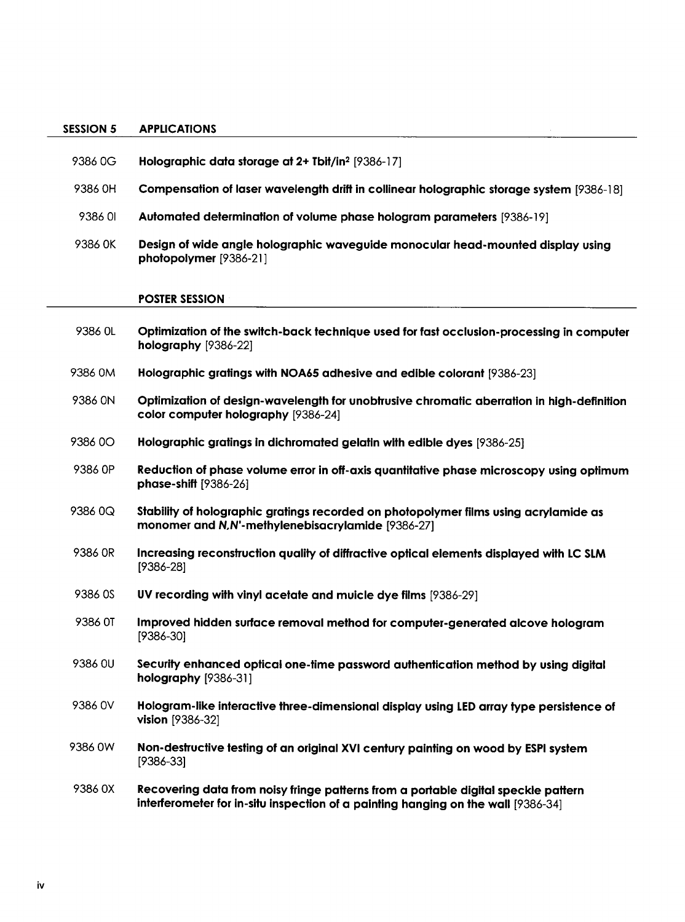## SESSION 5 APPLICATIONS

9386 0G **Holographic data storage at 2+ Tbit/in$^2$** [9386-17]

9386 0H **Compensation of laser wavelength drift in collinear holographic storage system** [9386-18]

9386 0I **Automated determination of volume phase hologram parameters** [9386-19]

9386 0K **Design of wide angle holographic waveguide monocular head-mounted display using photopolymer** [9386-21]

## POSTER SESSION

9386 0L **Optimization of the switch-back technique used for fast occlusion-processing in computer holography** [9386-22]

9386 0M **Holographic gratings with NOA65 adhesive and edible colorant** [9386-23]

9386 0N **Optimization of design-wavelength for unobtrusive chromatic aberration in high-definition color computer holography** [9386-24]

9386 0O **Holographic gratings in dichromated gelatin with edible dyes** [9386-25]

9386 0P **Reduction of phase volume error in off-axis quantitative phase microscopy using optimum phase-shift** [9386-26]

9386 0Q **Stability of holographic gratings recorded on photopolymer films using acrylamide as monomer and *N,N'*-methylenebisacrylamide** [9386-27]

9386 0R **Increasing reconstruction quality of diffractive optical elements displayed with LC SLM** [9386-28]

9386 0S **UV recording with vinyl acetate and muicle dye films** [9386-29]

9386 0T **Improved hidden surface removal method for computer-generated alcove hologram** [9386-30]

9386 0U **Security enhanced optical one-time password authentication method by using digital holography** [9386-31]

9386 0V **Hologram-like interactive three-dimensional display using LED array type persistence of vision** [9386-32]

9386 0W **Non-destructive testing of an original XVI century painting on wood by ESPI system** [9386-33]

9386 0X **Recovering data from noisy fringe patterns from a portable digital speckle pattern interferometer for in-situ inspection of a painting hanging on the wall** [9386-34]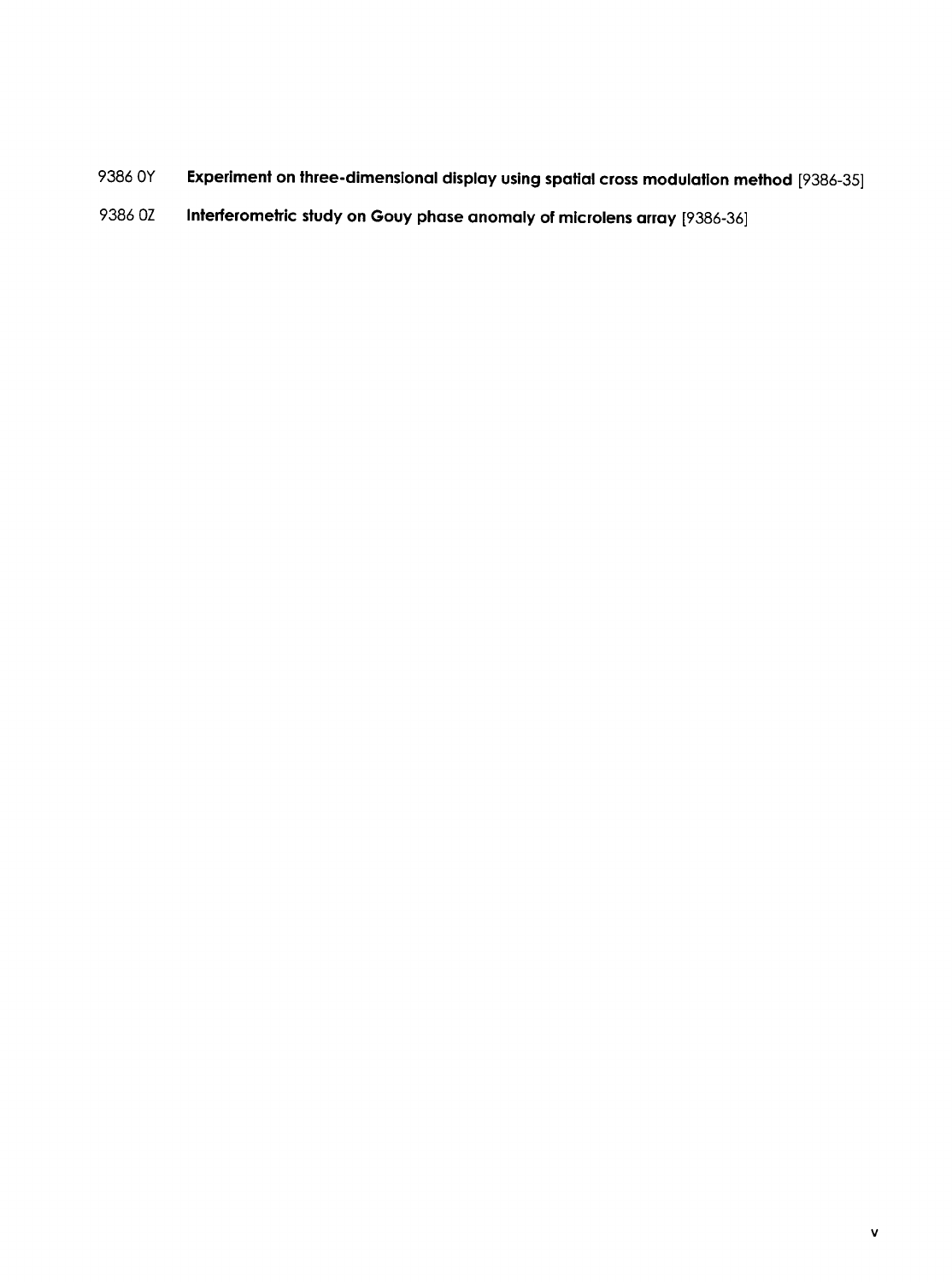9386 0Y **Experiment on three-dimensional display using spatial cross modulation method** [9386-35]

9386 0Z **Interferometric study on Gouy phase anomaly of microlens array** [9386-36]